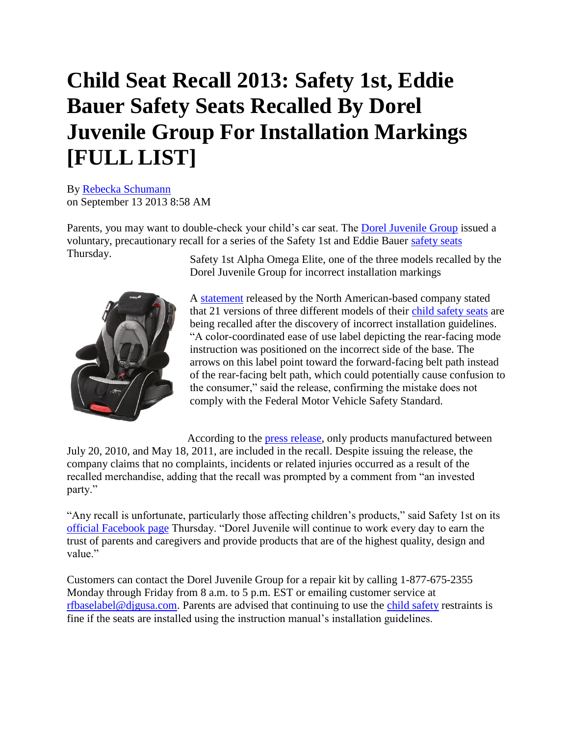# Child Seat Recall 2013: Safety 1st, Eddie Bauer Safety Seats Recalled By Dorel Juvenile Group For Installation Markings [FULL LIST]

By Rebecka Schumann
on September 13 2013 8:58 AM

Parents, you may want to double-check your child's car seat. The Dorel Juvenile Group issued a voluntary, precautionary recall for a series of the Safety 1st and Eddie Bauer safety seats Thursday.

Safety 1st Alpha Omega Elite, one of the three models recalled by the Dorel Juvenile Group for incorrect installation markings

A statement released by the North American-based company stated that 21 versions of three different models of their child safety seats are being recalled after the discovery of incorrect installation guidelines. "A color-coordinated ease of use label depicting the rear-facing mode instruction was positioned on the incorrect side of the base. The arrows on this label point toward the forward-facing belt path instead of the rear-facing belt path, which could potentially cause confusion to the consumer," said the release, confirming the mistake does not comply with the Federal Motor Vehicle Safety Standard.

According to the press release, only products manufactured between July 20, 2010, and May 18, 2011, are included in the recall. Despite issuing the release, the company claims that no complaints, incidents or related injuries occurred as a result of the recalled merchandise, adding that the recall was prompted by a comment from "an invested party."

"Any recall is unfortunate, particularly those affecting children's products," said Safety 1st on its official Facebook page Thursday. "Dorel Juvenile will continue to work every day to earn the trust of parents and caregivers and provide products that are of the highest quality, design and value."

Customers can contact the Dorel Juvenile Group for a repair kit by calling 1-877-675-2355 Monday through Friday from 8 a.m. to 5 p.m. EST or emailing customer service at rfbaselabel@djgusa.com. Parents are advised that continuing to use the child safety restraints is fine if the seats are installed using the instruction manual's installation guidelines.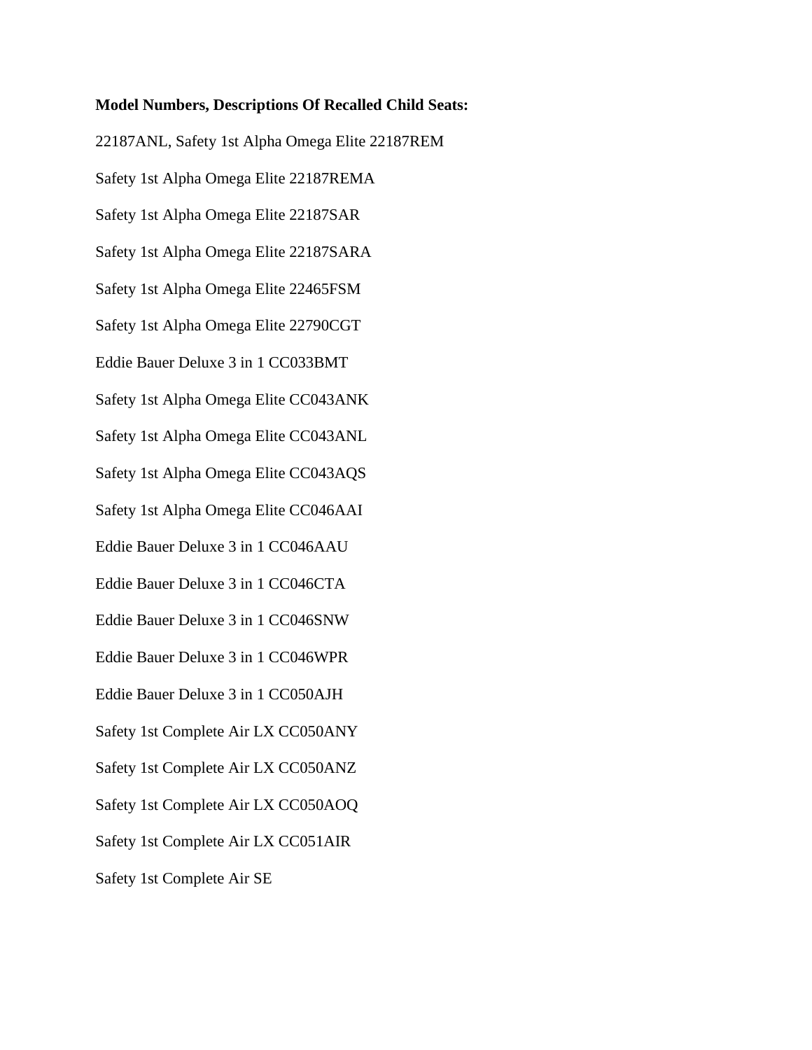**Model Numbers, Descriptions Of Recalled Child Seats:**

22187ANL, Safety 1st Alpha Omega Elite 22187REM

Safety 1st Alpha Omega Elite 22187REMA

Safety 1st Alpha Omega Elite 22187SAR

Safety 1st Alpha Omega Elite 22187SARA

Safety 1st Alpha Omega Elite 22465FSM

Safety 1st Alpha Omega Elite 22790CGT

Eddie Bauer Deluxe 3 in 1 CC033BMT

Safety 1st Alpha Omega Elite CC043ANK

Safety 1st Alpha Omega Elite CC043ANL

Safety 1st Alpha Omega Elite CC043AQS

Safety 1st Alpha Omega Elite CC046AAI

Eddie Bauer Deluxe 3 in 1 CC046AAU

Eddie Bauer Deluxe 3 in 1 CC046CTA

Eddie Bauer Deluxe 3 in 1 CC046SNW

Eddie Bauer Deluxe 3 in 1 CC046WPR

Eddie Bauer Deluxe 3 in 1 CC050AJH

Safety 1st Complete Air LX CC050ANY

Safety 1st Complete Air LX CC050ANZ

Safety 1st Complete Air LX CC050AOQ

Safety 1st Complete Air LX CC051AIR

Safety 1st Complete Air SE